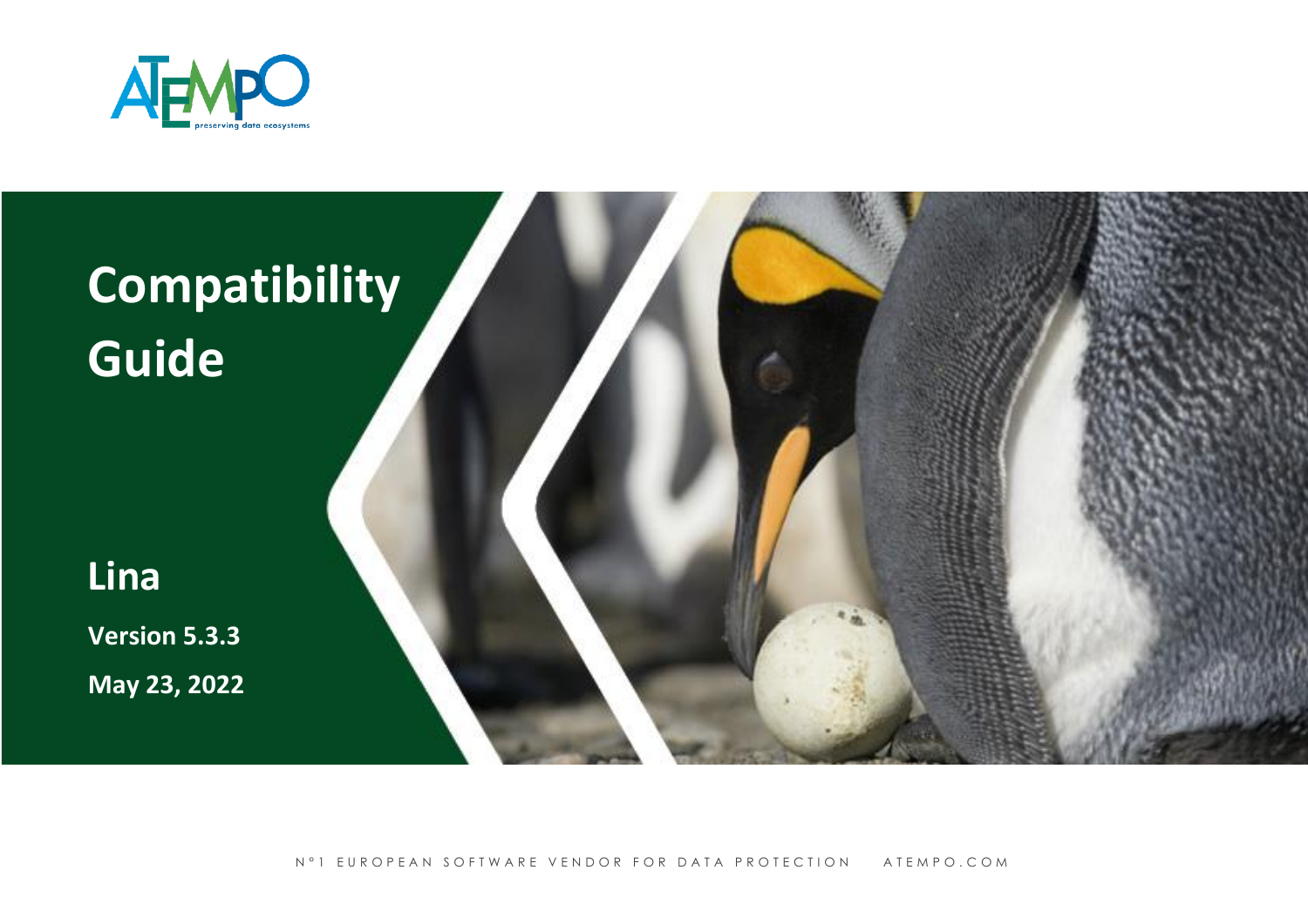# Compatibility Guide

## Lina

**Version 5.3.3**

**May 23, 2022**

N°1 EUROPEAN SOFTWARE VENDOR FOR DATA PROTECTION ATEMPO.COM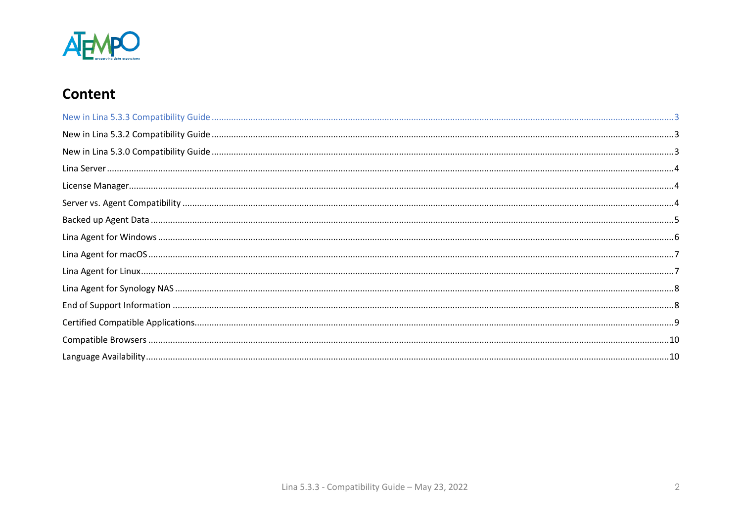# Content

- New in Lina 5.3.3 Compatibility Guide ... 3
- New in Lina 5.3.2 Compatibility Guide ... 3
- New in Lina 5.3.0 Compatibility Guide ... 3
- Lina Server ... 4
- License Manager ... 4
- Server vs. Agent Compatibility ... 4
- Backed up Agent Data ... 5
- Lina Agent for Windows ... 6
- Lina Agent for macOS ... 7
- Lina Agent for Linux ... 7
- Lina Agent for Synology NAS ... 8
- End of Support Information ... 8
- Certified Compatible Applications ... 9
- Compatible Browsers ... 10
- Language Availability ... 10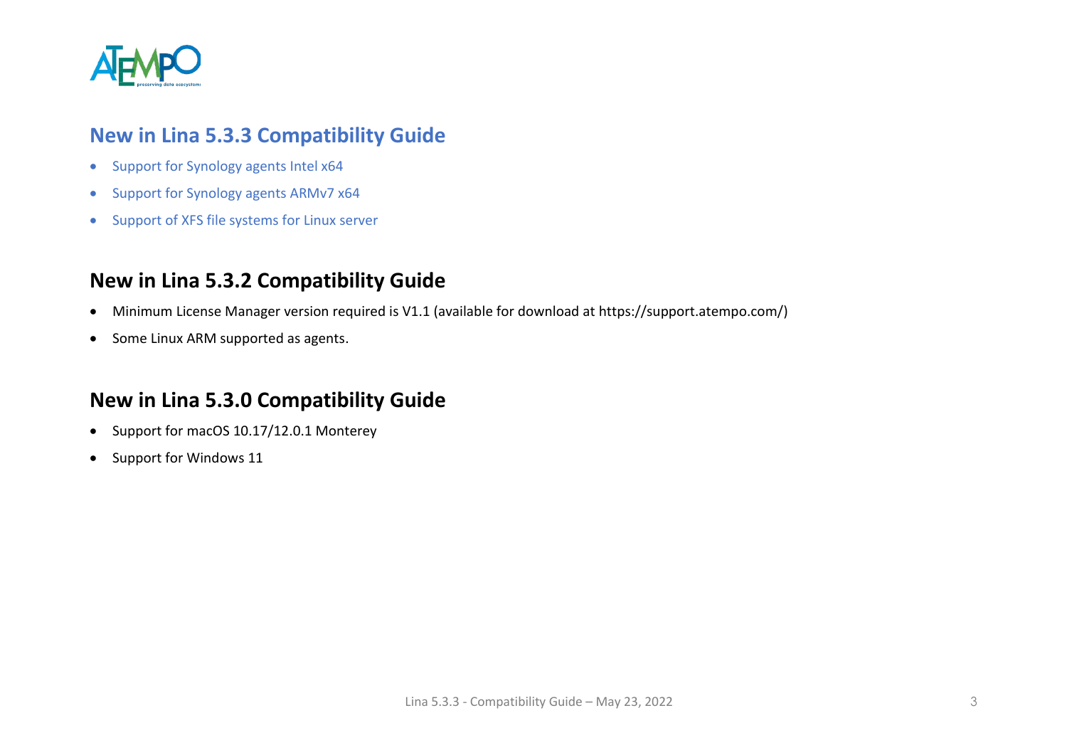## New in Lina 5.3.3 Compatibility Guide

- Support for Synology agents Intel x64
- Support for Synology agents ARMv7 x64
- Support of XFS file systems for Linux server

## New in Lina 5.3.2 Compatibility Guide

- Minimum License Manager version required is V1.1 (available for download at https://support.atempo.com/)
- Some Linux ARM supported as agents.

## New in Lina 5.3.0 Compatibility Guide

- Support for macOS 10.17/12.0.1 Monterey
- Support for Windows 11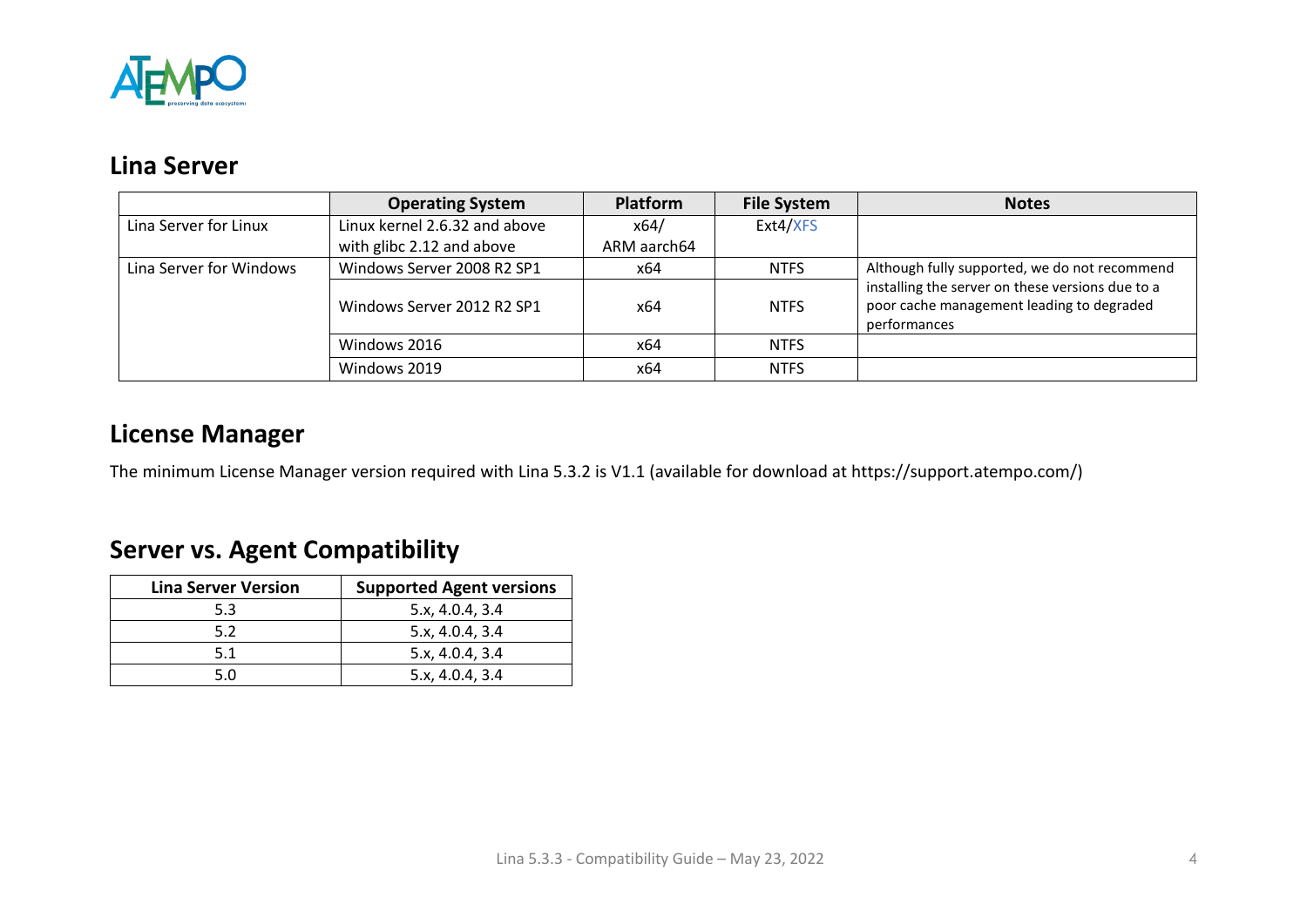## Lina Server

| | Operating System | Platform | File System | Notes |
|---|---|---|---|---|
| Lina Server for Linux | Linux kernel 2.6.32 and above with glibc 2.12 and above | x64/ ARM aarch64 | Ext4/XFS | |
| Lina Server for Windows | Windows Server 2008 R2 SP1 | x64 | NTFS | Although fully supported, we do not recommend installing the server on these versions due to a poor cache management leading to degraded performances |
| | Windows Server 2012 R2 SP1 | x64 | NTFS | |
| | Windows 2016 | x64 | NTFS | |
| | Windows 2019 | x64 | NTFS | |

## License Manager

The minimum License Manager version required with Lina 5.3.2 is V1.1 (available for download at https://support.atempo.com/)

## Server vs. Agent Compatibility

| Lina Server Version | Supported Agent versions |
|---|---|
| 5.3 | 5.x, 4.0.4, 3.4 |
| 5.2 | 5.x, 4.0.4, 3.4 |
| 5.1 | 5.x, 4.0.4, 3.4 |
| 5.0 | 5.x, 4.0.4, 3.4 |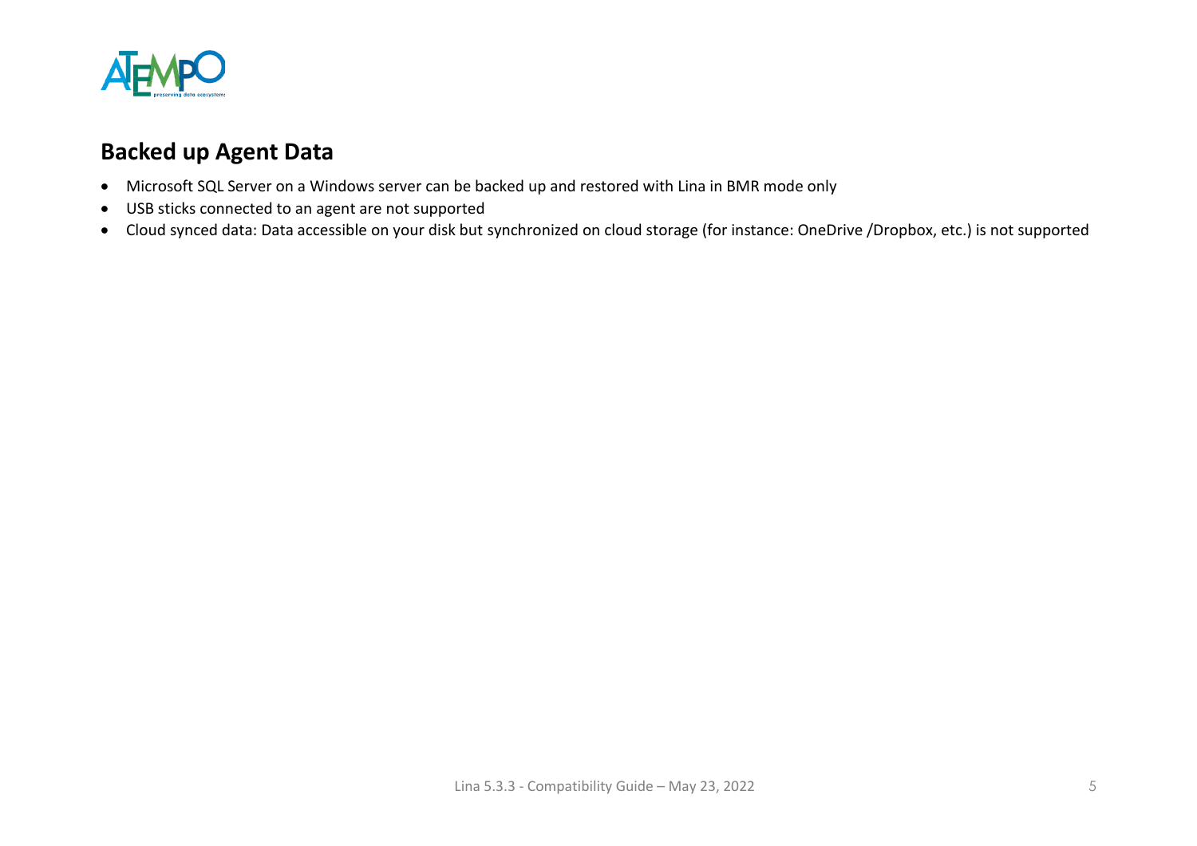## Backed up Agent Data

- Microsoft SQL Server on a Windows server can be backed up and restored with Lina in BMR mode only
- USB sticks connected to an agent are not supported
- Cloud synced data: Data accessible on your disk but synchronized on cloud storage (for instance: OneDrive /Dropbox, etc.) is not supported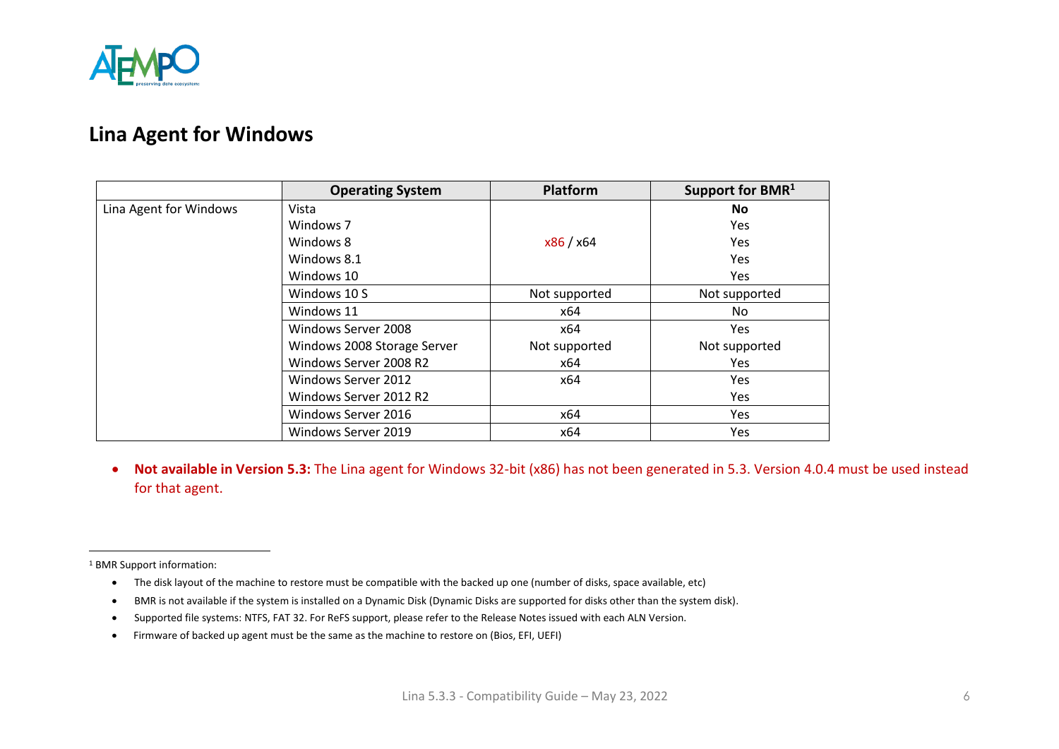## Lina Agent for Windows

| | Operating System | Platform | Support for BMR[1] |
|---|---|---|---|
| Lina Agent for Windows | Vista | x86 / x64 | **No** |
| | Windows 7 | | Yes |
| | Windows 8 | | Yes |
| | Windows 8.1 | | Yes |
| | Windows 10 | | Yes |
| | Windows 10 S | Not supported | Not supported |
| | Windows 11 | x64 | No |
| | Windows Server 2008 | x64 | Yes |
| | Windows 2008 Storage Server | Not supported | Not supported |
| | Windows Server 2008 R2 | x64 | Yes |
| | Windows Server 2012 | x64 | Yes |
| | Windows Server 2012 R2 | | Yes |
| | Windows Server 2016 | x64 | Yes |
| | Windows Server 2019 | x64 | Yes |

- **Not available in Version 5.3:** The Lina agent for Windows 32-bit (x86) has not been generated in 5.3. Version 4.0.4 must be used instead for that agent.

---

[1] BMR Support information:

- The disk layout of the machine to restore must be compatible with the backed up one (number of disks, space available, etc)
- BMR is not available if the system is installed on a Dynamic Disk (Dynamic Disks are supported for disks other than the system disk).
- Supported file systems: NTFS, FAT 32. For ReFS support, please refer to the Release Notes issued with each ALN Version.
- Firmware of backed up agent must be the same as the machine to restore on (Bios, EFI, UEFI)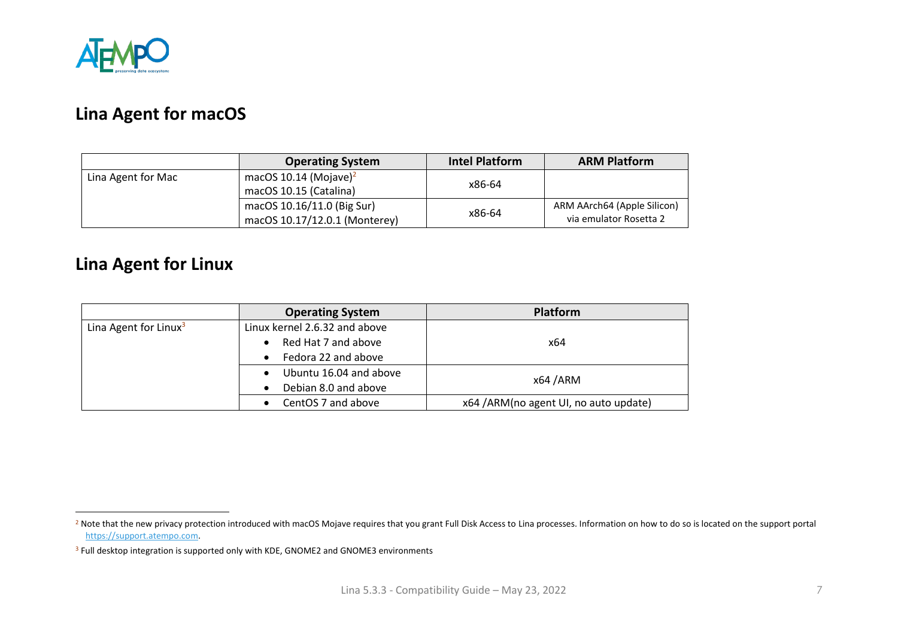## Lina Agent for macOS

| | Operating System | Intel Platform | ARM Platform |
|---|---|---|---|
| Lina Agent for Mac | macOS 10.14 (Mojave)[2]<br>macOS 10.15 (Catalina) | x86-64 | |
| | macOS 10.16/11.0 (Big Sur)<br>macOS 10.17/12.0.1 (Monterey) | x86-64 | ARM AArch64 (Apple Silicon) via emulator Rosetta 2 |

## Lina Agent for Linux

| | Operating System | Platform |
|---|---|---|
| Lina Agent for Linux[3] | Linux kernel 2.6.32 and above<br>• Red Hat 7 and above<br>• Fedora 22 and above | x64 |
| | • Ubuntu 16.04 and above<br>• Debian 8.0 and above | x64 /ARM |
| | • CentOS 7 and above | x64 /ARM(no agent UI, no auto update) |

[2] Note that the new privacy protection introduced with macOS Mojave requires that you grant Full Disk Access to Lina processes. Information on how to do so is located on the support portal https://support.atempo.com.

[3] Full desktop integration is supported only with KDE, GNOME2 and GNOME3 environments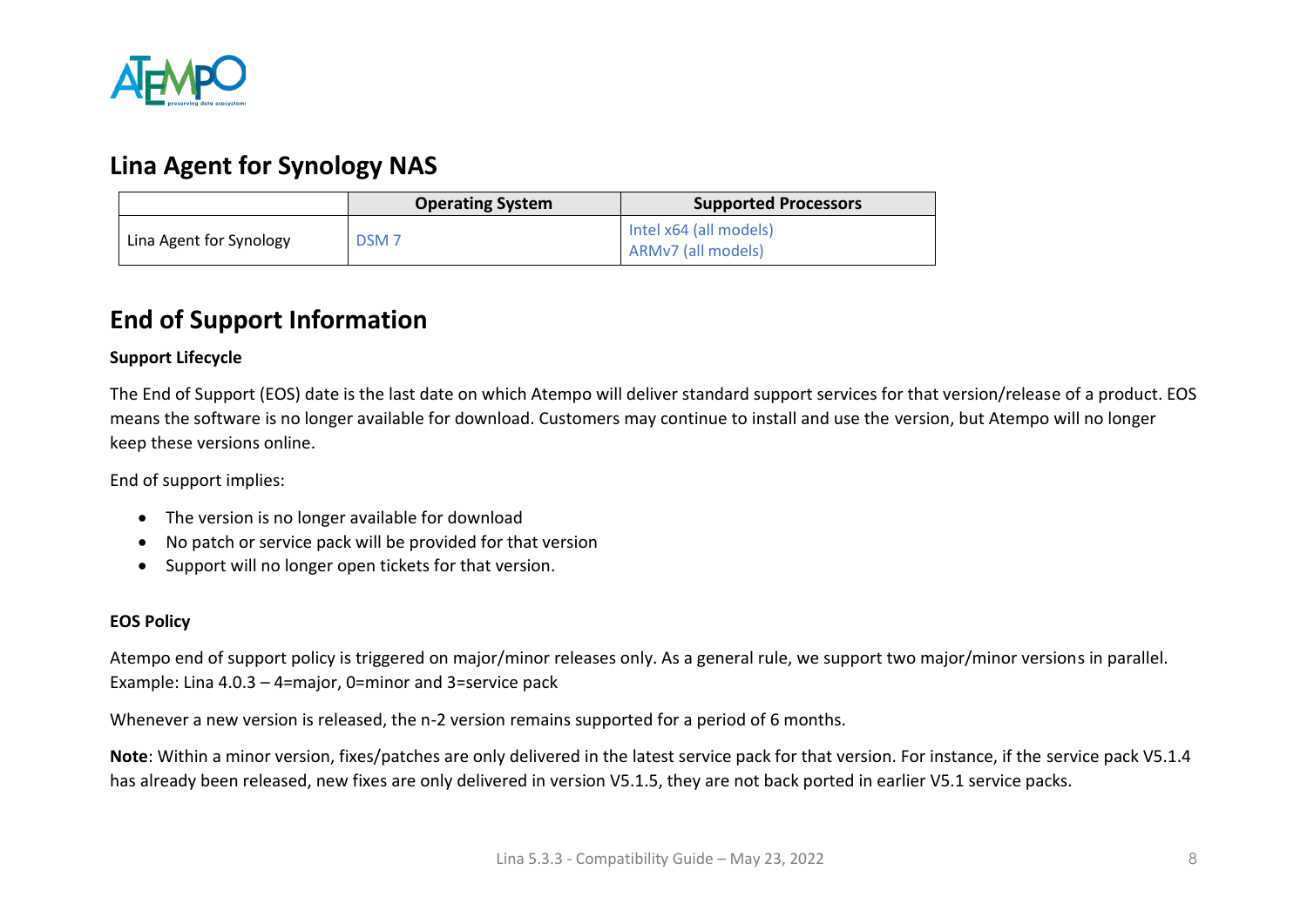## Lina Agent for Synology NAS

| | Operating System | Supported Processors |
|---|---|---|
| Lina Agent for Synology | DSM 7 | Intel x64 (all models)<br>ARMv7 (all models) |

## End of Support Information

**Support Lifecycle**

The End of Support (EOS) date is the last date on which Atempo will deliver standard support services for that version/release of a product. EOS means the software is no longer available for download. Customers may continue to install and use the version, but Atempo will no longer keep these versions online.

End of support implies:

- The version is no longer available for download
- No patch or service pack will be provided for that version
- Support will no longer open tickets for that version.

**EOS Policy**

Atempo end of support policy is triggered on major/minor releases only. As a general rule, we support two major/minor versions in parallel. Example: Lina 4.0.3 – 4=major, 0=minor and 3=service pack

Whenever a new version is released, the n-2 version remains supported for a period of 6 months.

**Note**: Within a minor version, fixes/patches are only delivered in the latest service pack for that version. For instance, if the service pack V5.1.4 has already been released, new fixes are only delivered in version V5.1.5, they are not back ported in earlier V5.1 service packs.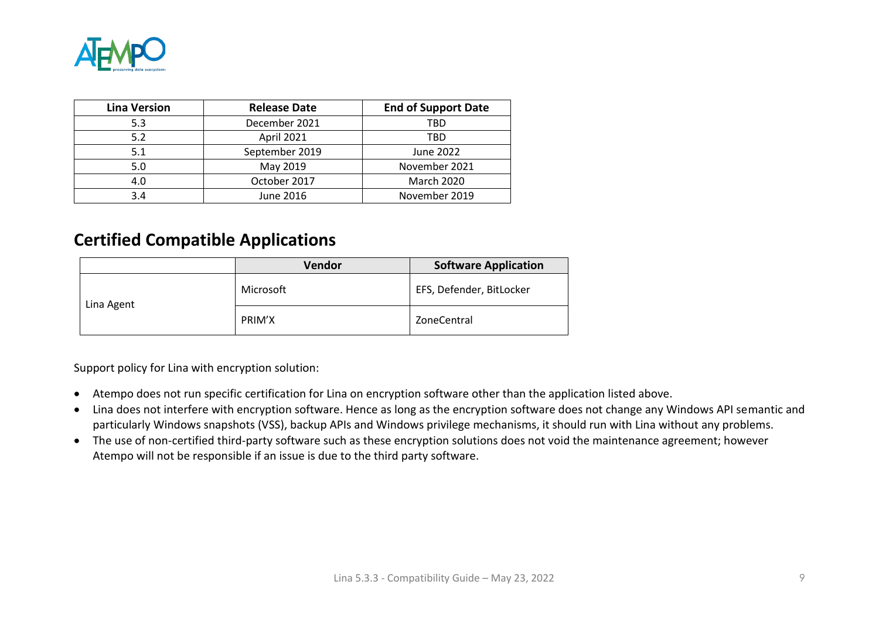| Lina Version | Release Date | End of Support Date |
|---|---|---|
| 5.3 | December 2021 | TBD |
| 5.2 | April 2021 | TBD |
| 5.1 | September 2019 | June 2022 |
| 5.0 | May 2019 | November 2021 |
| 4.0 | October 2017 | March 2020 |
| 3.4 | June 2016 | November 2019 |

## Certified Compatible Applications

| | Vendor | Software Application |
|---|---|---|
| Lina Agent | Microsoft | EFS, Defender, BitLocker |
| | PRIM'X | ZoneCentral |

Support policy for Lina with encryption solution:

- Atempo does not run specific certification for Lina on encryption software other than the application listed above.
- Lina does not interfere with encryption software. Hence as long as the encryption software does not change any Windows API semantic and particularly Windows snapshots (VSS), backup APIs and Windows privilege mechanisms, it should run with Lina without any problems.
- The use of non-certified third-party software such as these encryption solutions does not void the maintenance agreement; however Atempo will not be responsible if an issue is due to the third party software.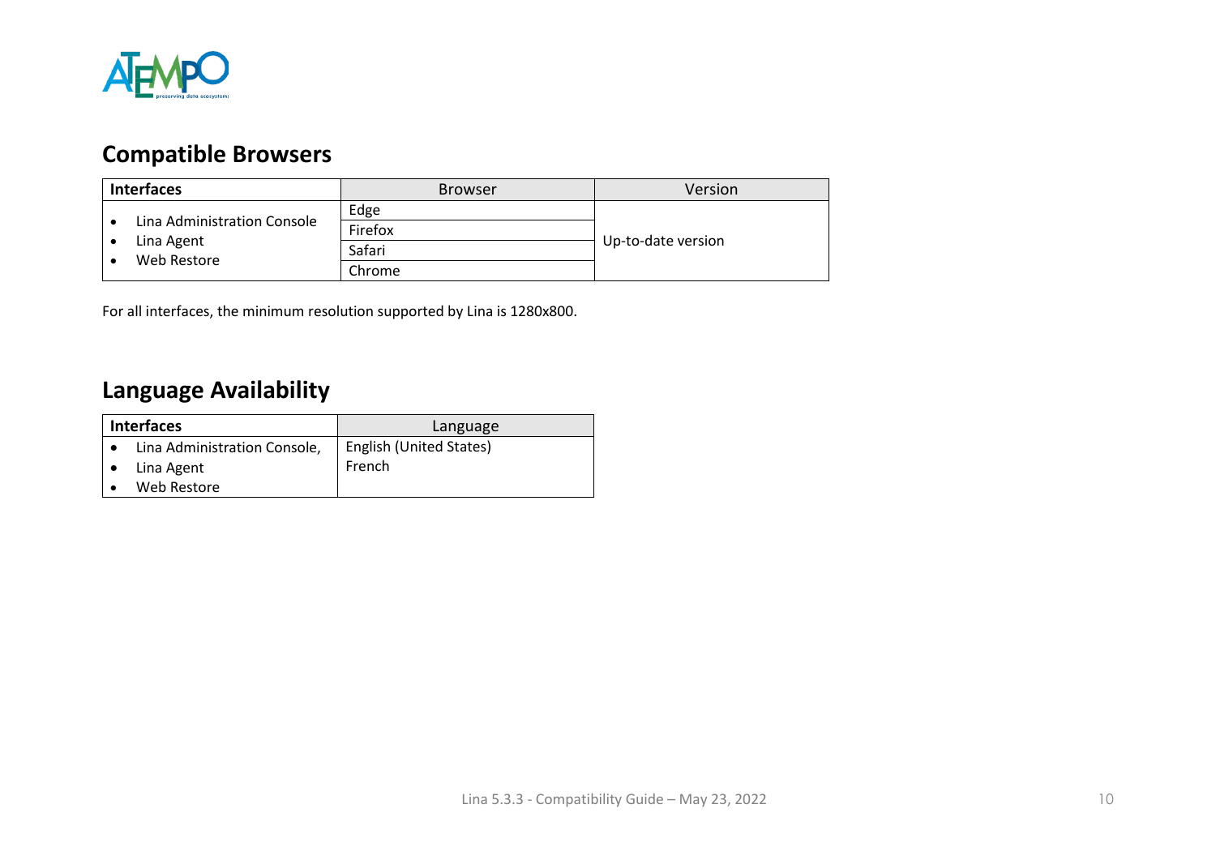## Compatible Browsers

| Interfaces | Browser | Version |
|---|---|---|
| • Lina Administration Console<br>• Lina Agent<br>• Web Restore | Edge | Up-to-date version |
| | Firefox | |
| | Safari | |
| | Chrome | |

For all interfaces, the minimum resolution supported by Lina is 1280x800.

## Language Availability

| Interfaces | Language |
|---|---|
| • Lina Administration Console,<br>• Lina Agent<br>• Web Restore | English (United States)<br>French |